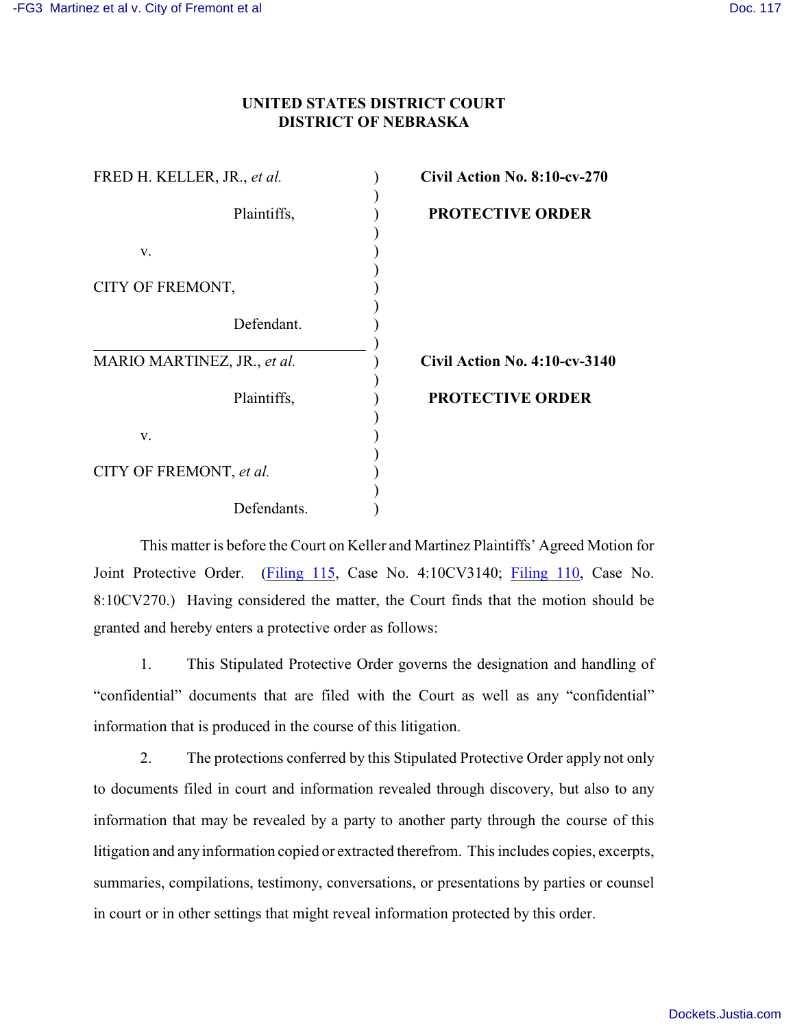**UNITED STATES DISTRICT COURT**
**DISTRICT OF NEBRASKA**

| | | |
|---|---|---|
| FRED H. KELLER, JR., *et al.* Plaintiffs, v. CITY OF FREMONT, Defendant. | ) | **Civil Action No. 8:10-cv-270** **PROTECTIVE ORDER** |
| MARIO MARTINEZ, JR., *et al.* Plaintiffs, v. CITY OF FREMONT, *et al.* Defendants. | ) | **Civil Action No. 4:10-cv-3140** **PROTECTIVE ORDER** |

This matter is before the Court on Keller and Martinez Plaintiffs' Agreed Motion for Joint Protective Order. (Filing 115, Case No. 4:10CV3140; Filing 110, Case No. 8:10CV270.) Having considered the matter, the Court finds that the motion should be granted and hereby enters a protective order as follows:

1. This Stipulated Protective Order governs the designation and handling of "confidential" documents that are filed with the Court as well as any "confidential" information that is produced in the course of this litigation.

2. The protections conferred by this Stipulated Protective Order apply not only to documents filed in court and information revealed through discovery, but also to any information that may be revealed by a party to another party through the course of this litigation and any information copied or extracted therefrom. This includes copies, excerpts, summaries, compilations, testimony, conversations, or presentations by parties or counsel in court or in other settings that might reveal information protected by this order.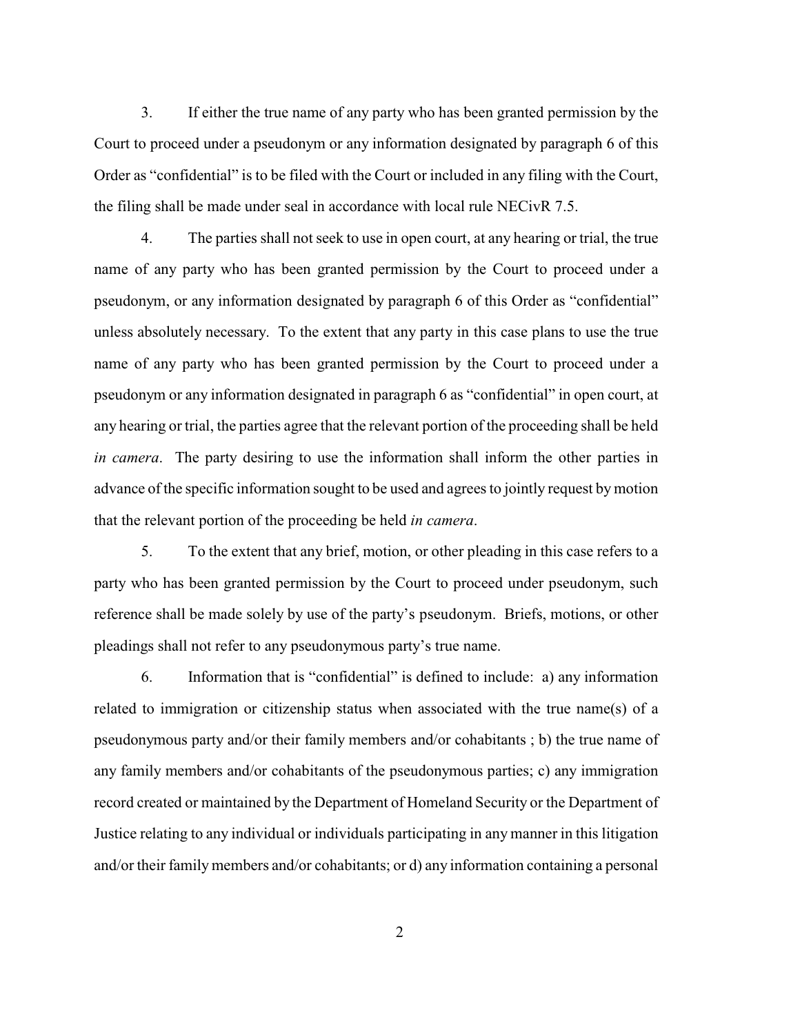3. If either the true name of any party who has been granted permission by the Court to proceed under a pseudonym or any information designated by paragraph 6 of this Order as "confidential" is to be filed with the Court or included in any filing with the Court, the filing shall be made under seal in accordance with local rule NECivR 7.5.

4. The parties shall not seek to use in open court, at any hearing or trial, the true name of any party who has been granted permission by the Court to proceed under a pseudonym, or any information designated by paragraph 6 of this Order as "confidential" unless absolutely necessary. To the extent that any party in this case plans to use the true name of any party who has been granted permission by the Court to proceed under a pseudonym or any information designated in paragraph 6 as "confidential" in open court, at any hearing or trial, the parties agree that the relevant portion of the proceeding shall be held *in camera*. The party desiring to use the information shall inform the other parties in advance of the specific information sought to be used and agrees to jointly request by motion that the relevant portion of the proceeding be held *in camera*.

5. To the extent that any brief, motion, or other pleading in this case refers to a party who has been granted permission by the Court to proceed under pseudonym, such reference shall be made solely by use of the party's pseudonym. Briefs, motions, or other pleadings shall not refer to any pseudonymous party's true name.

6. Information that is "confidential" is defined to include: a) any information related to immigration or citizenship status when associated with the true name(s) of a pseudonymous party and/or their family members and/or cohabitants ; b) the true name of any family members and/or cohabitants of the pseudonymous parties; c) any immigration record created or maintained by the Department of Homeland Security or the Department of Justice relating to any individual or individuals participating in any manner in this litigation and/or their family members and/or cohabitants; or d) any information containing a personal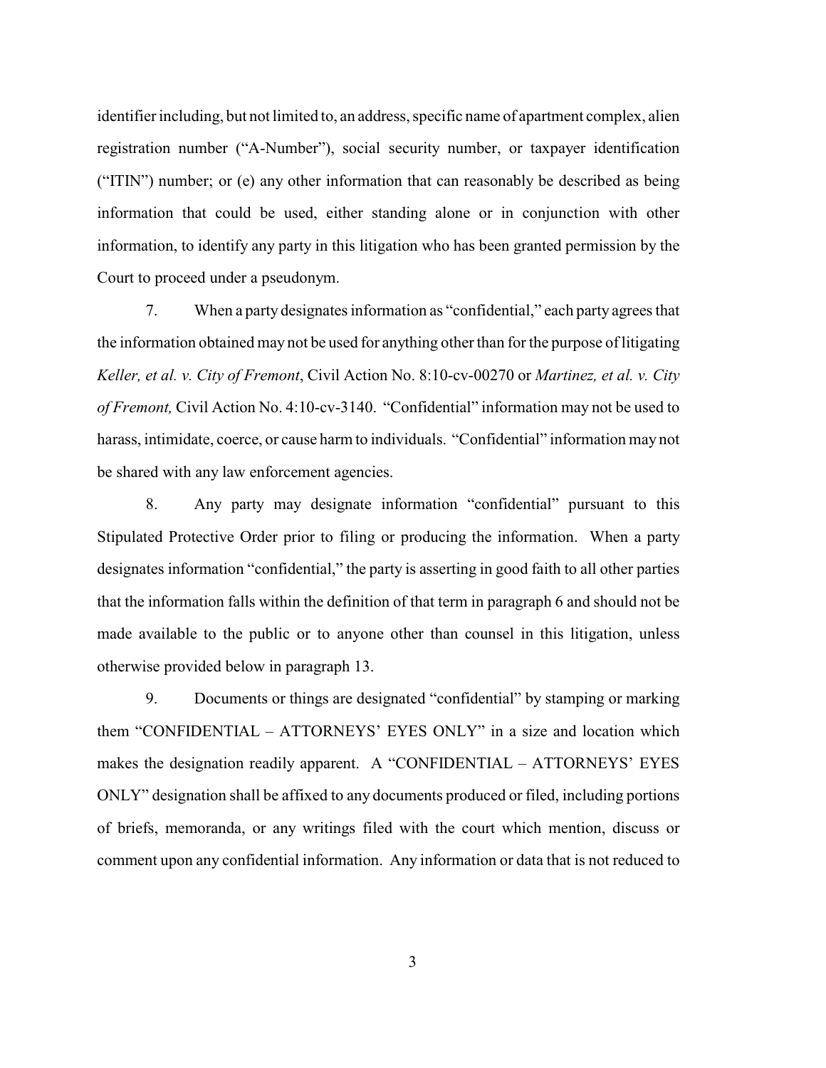identifier including, but not limited to, an address, specific name of apartment complex, alien registration number ("A-Number"), social security number, or taxpayer identification ("ITIN") number; or (e) any other information that can reasonably be described as being information that could be used, either standing alone or in conjunction with other information, to identify any party in this litigation who has been granted permission by the Court to proceed under a pseudonym.

7. When a party designates information as "confidential," each party agrees that the information obtained may not be used for anything other than for the purpose of litigating *Keller, et al. v. City of Fremont*, Civil Action No. 8:10-cv-00270 or *Martinez, et al. v. City of Fremont,* Civil Action No. 4:10-cv-3140. "Confidential" information may not be used to harass, intimidate, coerce, or cause harm to individuals. "Confidential" information may not be shared with any law enforcement agencies.

8. Any party may designate information "confidential" pursuant to this Stipulated Protective Order prior to filing or producing the information. When a party designates information "confidential," the party is asserting in good faith to all other parties that the information falls within the definition of that term in paragraph 6 and should not be made available to the public or to anyone other than counsel in this litigation, unless otherwise provided below in paragraph 13.

9. Documents or things are designated "confidential" by stamping or marking them "CONFIDENTIAL – ATTORNEYS' EYES ONLY" in a size and location which makes the designation readily apparent. A "CONFIDENTIAL – ATTORNEYS' EYES ONLY" designation shall be affixed to any documents produced or filed, including portions of briefs, memoranda, or any writings filed with the court which mention, discuss or comment upon any confidential information. Any information or data that is not reduced to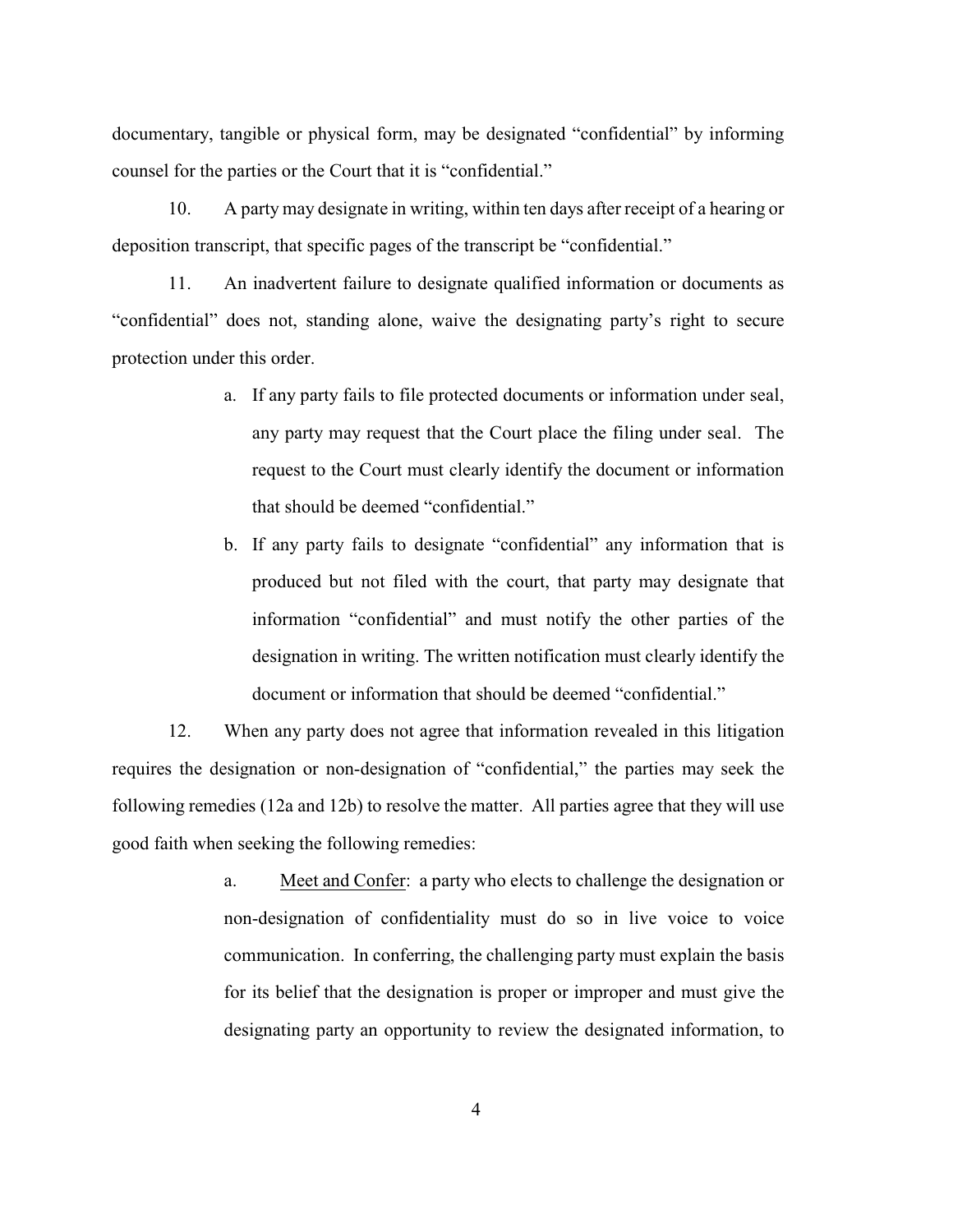documentary, tangible or physical form, may be designated "confidential" by informing counsel for the parties or the Court that it is "confidential."

10. A party may designate in writing, within ten days after receipt of a hearing or deposition transcript, that specific pages of the transcript be "confidential."

11. An inadvertent failure to designate qualified information or documents as "confidential" does not, standing alone, waive the designating party's right to secure protection under this order.

   a. If any party fails to file protected documents or information under seal, any party may request that the Court place the filing under seal. The request to the Court must clearly identify the document or information that should be deemed "confidential."

   b. If any party fails to designate "confidential" any information that is produced but not filed with the court, that party may designate that information "confidential" and must notify the other parties of the designation in writing. The written notification must clearly identify the document or information that should be deemed "confidential."

12. When any party does not agree that information revealed in this litigation requires the designation or non-designation of "confidential," the parties may seek the following remedies (12a and 12b) to resolve the matter. All parties agree that they will use good faith when seeking the following remedies:

   a. Meet and Confer: a party who elects to challenge the designation or non-designation of confidentiality must do so in live voice to voice communication. In conferring, the challenging party must explain the basis for its belief that the designation is proper or improper and must give the designating party an opportunity to review the designated information, to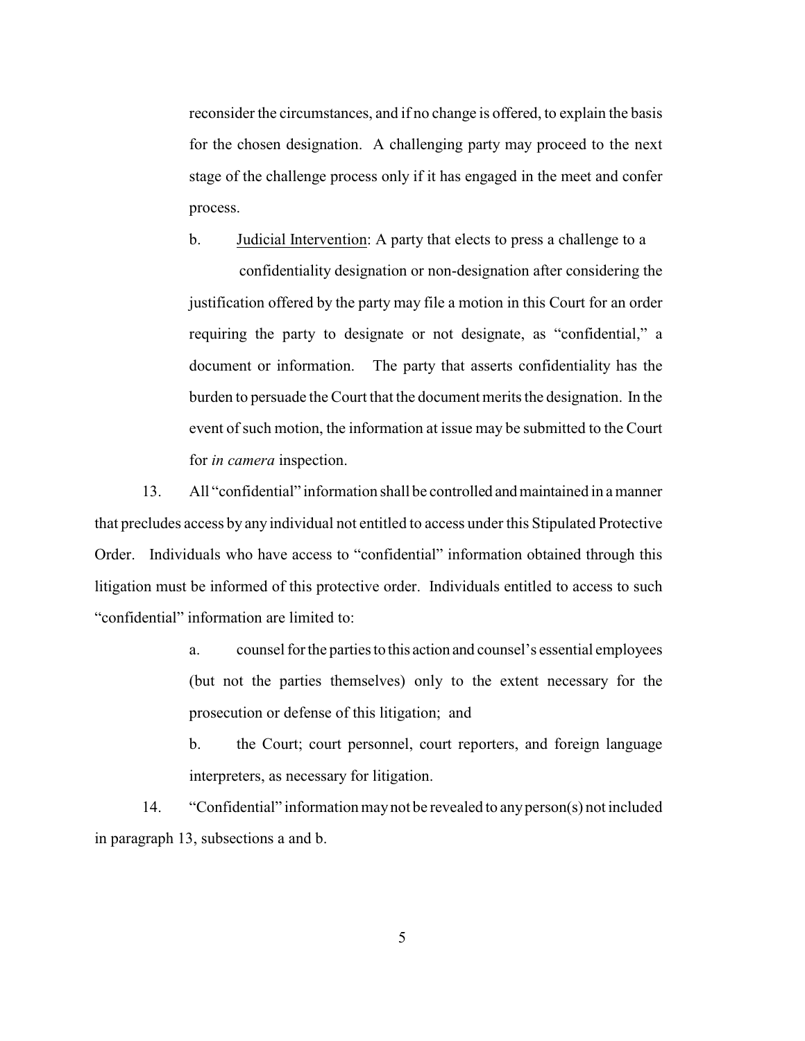reconsider the circumstances, and if no change is offered, to explain the basis for the chosen designation. A challenging party may proceed to the next stage of the challenge process only if it has engaged in the meet and confer process.

b. Judicial Intervention: A party that elects to press a challenge to a confidentiality designation or non-designation after considering the justification offered by the party may file a motion in this Court for an order requiring the party to designate or not designate, as "confidential," a document or information. The party that asserts confidentiality has the burden to persuade the Court that the document merits the designation. In the event of such motion, the information at issue may be submitted to the Court for *in camera* inspection.

13. All "confidential" information shall be controlled and maintained in a manner that precludes access by any individual not entitled to access under this Stipulated Protective Order. Individuals who have access to "confidential" information obtained through this litigation must be informed of this protective order. Individuals entitled to access to such "confidential" information are limited to:

a. counsel for the parties to this action and counsel's essential employees (but not the parties themselves) only to the extent necessary for the prosecution or defense of this litigation; and

b. the Court; court personnel, court reporters, and foreign language interpreters, as necessary for litigation.

14. "Confidential" information may not be revealed to any person(s) not included in paragraph 13, subsections a and b.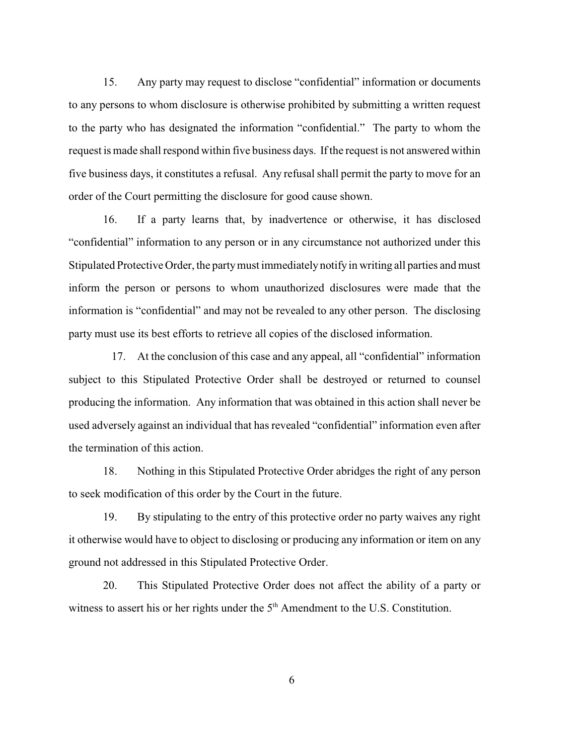15. Any party may request to disclose "confidential" information or documents to any persons to whom disclosure is otherwise prohibited by submitting a written request to the party who has designated the information "confidential." The party to whom the request is made shall respond within five business days. If the request is not answered within five business days, it constitutes a refusal. Any refusal shall permit the party to move for an order of the Court permitting the disclosure for good cause shown.

16. If a party learns that, by inadvertence or otherwise, it has disclosed "confidential" information to any person or in any circumstance not authorized under this Stipulated Protective Order, the party must immediately notify in writing all parties and must inform the person or persons to whom unauthorized disclosures were made that the information is "confidential" and may not be revealed to any other person. The disclosing party must use its best efforts to retrieve all copies of the disclosed information.

17. At the conclusion of this case and any appeal, all "confidential" information subject to this Stipulated Protective Order shall be destroyed or returned to counsel producing the information. Any information that was obtained in this action shall never be used adversely against an individual that has revealed "confidential" information even after the termination of this action.

18. Nothing in this Stipulated Protective Order abridges the right of any person to seek modification of this order by the Court in the future.

19. By stipulating to the entry of this protective order no party waives any right it otherwise would have to object to disclosing or producing any information or item on any ground not addressed in this Stipulated Protective Order.

20. This Stipulated Protective Order does not affect the ability of a party or witness to assert his or her rights under the 5th Amendment to the U.S. Constitution.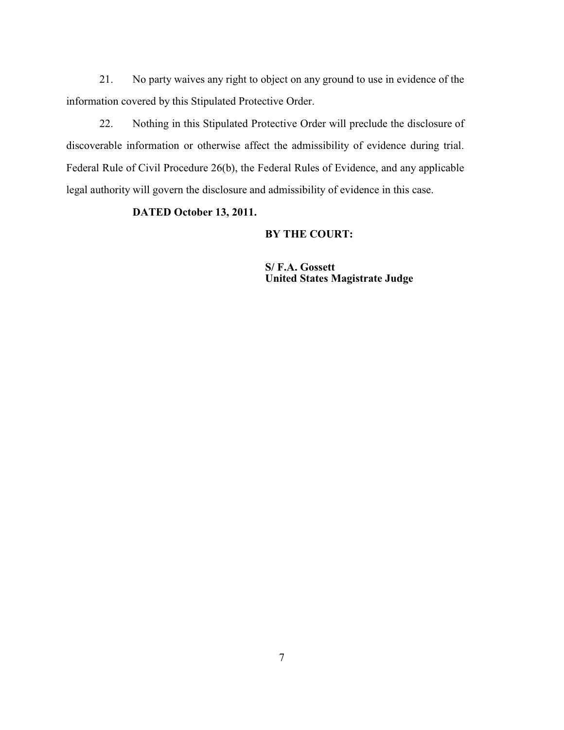21. No party waives any right to object on any ground to use in evidence of the information covered by this Stipulated Protective Order.

22. Nothing in this Stipulated Protective Order will preclude the disclosure of discoverable information or otherwise affect the admissibility of evidence during trial. Federal Rule of Civil Procedure 26(b), the Federal Rules of Evidence, and any applicable legal authority will govern the disclosure and admissibility of evidence in this case.

**DATED October 13, 2011.**

**BY THE COURT:**

**S/ F.A. Gossett**
**United States Magistrate Judge**